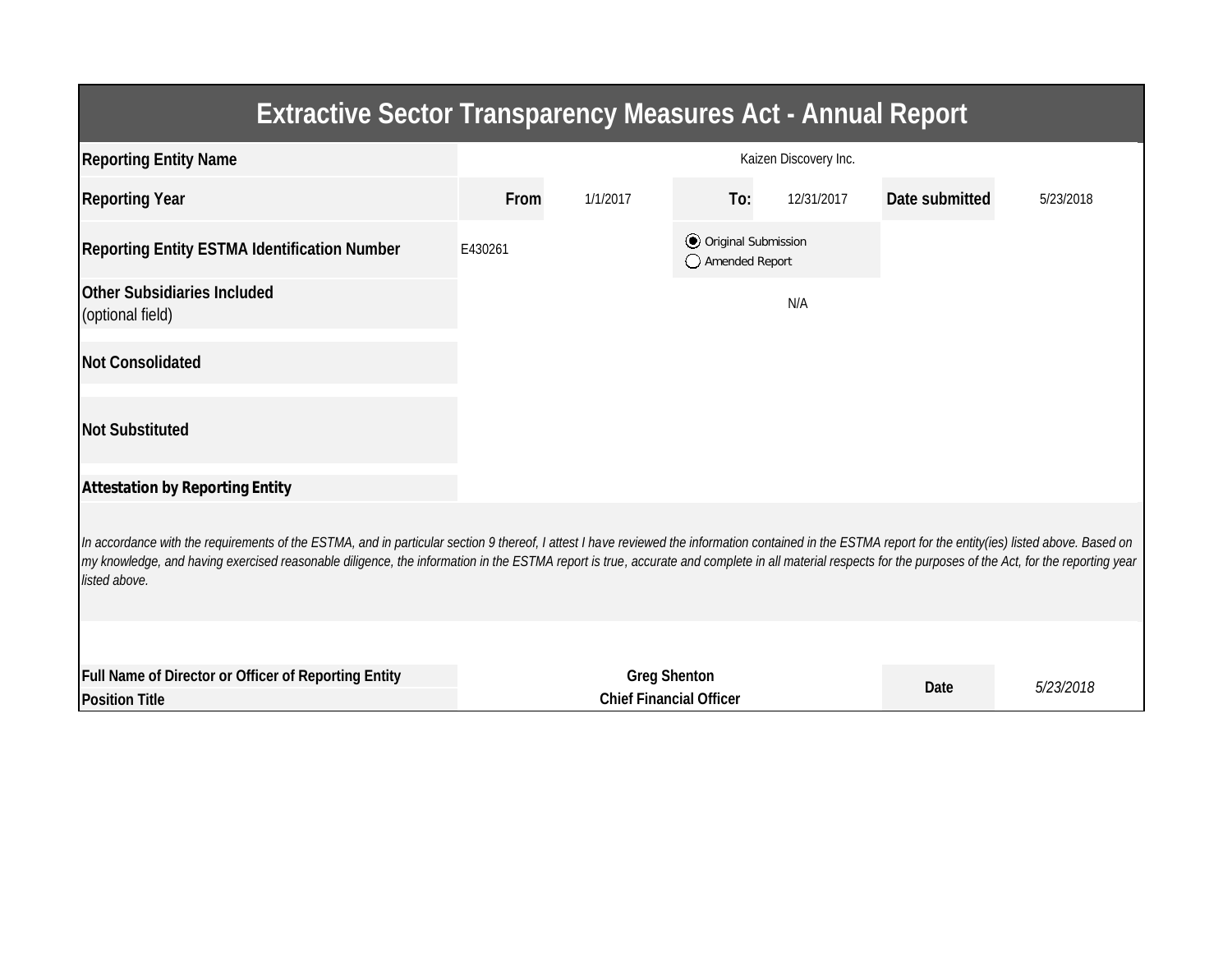# Extractive Sector Transparency Measures Act - Annual Report

| | | | | | | |
|---|---|---|---|---|---|---|
| **Reporting Entity Name** | Kaizen Discovery Inc. | | | | | |
| **Reporting Year** | **From** | 1/1/2017 | **To:** | 12/31/2017 | **Date submitted** | 5/23/2018 |
| **Reporting Entity ESTMA Identification Number** | E430261 | | ◉ Original Submission<br>◯ Amended Report | | | |
| **Other Subsidiaries Included** (optional field) | N/A | | | | | |
| **Not Consolidated** | | | | | | |
| **Not Substituted** | | | | | | |

**Attestation by Reporting Entity**

*In accordance with the requirements of the ESTMA, and in particular section 9 thereof, I attest I have reviewed the information contained in the ESTMA report for the entity(ies) listed above. Based on my knowledge, and having exercised reasonable diligence, the information in the ESTMA report is true, accurate and complete in all material respects for the purposes of the Act, for the reporting year listed above.*

| | | | |
|---|---|---|---|
| **Full Name of Director or Officer of Reporting Entity** | **Greg Shenton** | **Date** | *5/23/2018* |
| **Position Title** | **Chief Financial Officer** | | |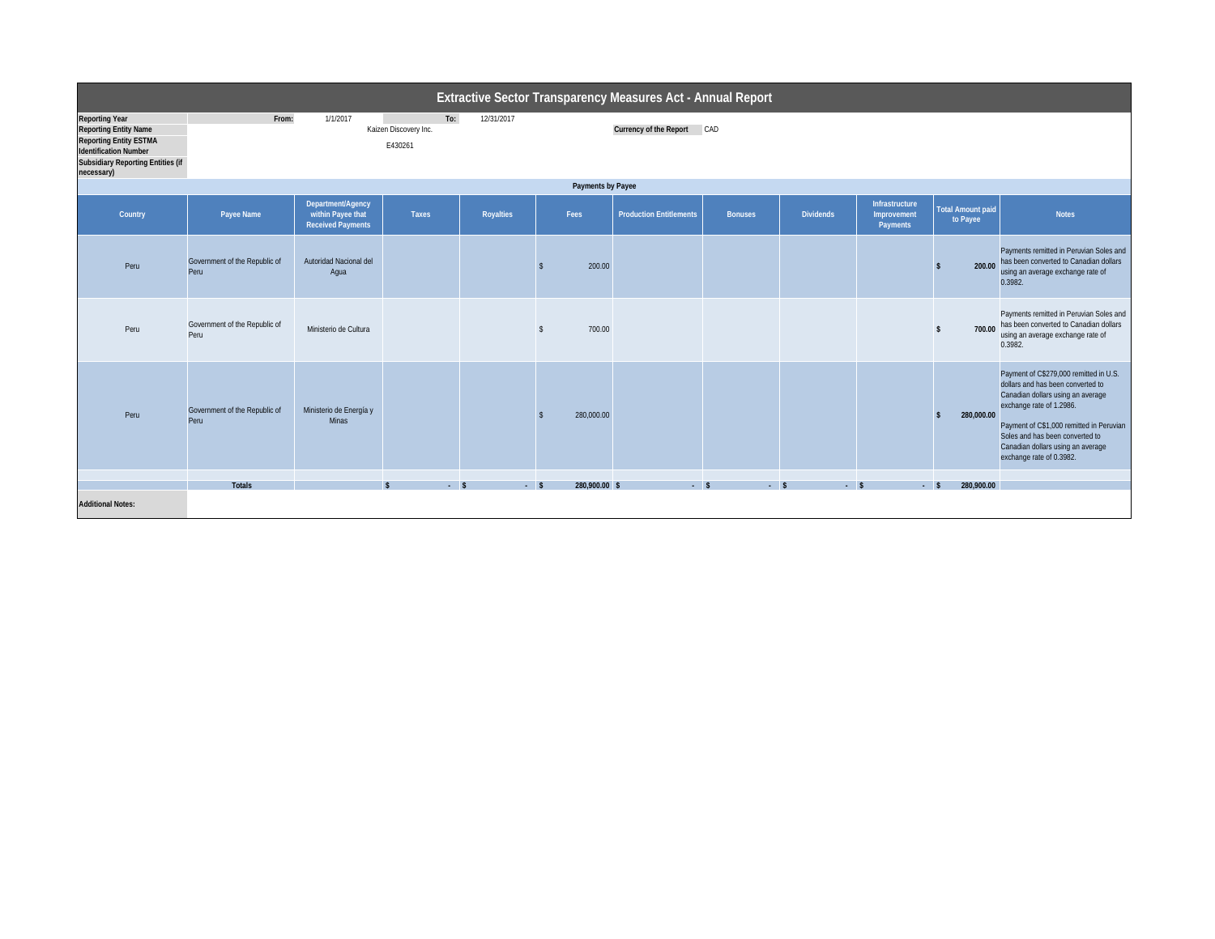# Extractive Sector Transparency Measures Act - Annual Report

| | | | | |
|---|---|---|---|---|
| **Reporting Year** | From: | 1/1/2017 | To: | 12/31/2017 |
| **Reporting Entity Name** | | Kaizen Discovery Inc. | **Currency of the Report** | CAD |
| **Reporting Entity ESTMA Identification Number** | | E430261 | | |
| **Subsidiary Reporting Entities (if necessary)** | | | | |

**Payments by Payee**

| Country | Payee Name | Department/Agency within Payee that Received Payments | Taxes | Royalties | Fees | Production Entitlements | Bonuses | Dividends | Infrastructure Improvement Payments | Total Amount paid to Payee | Notes |
|---|---|---|---|---|---|---|---|---|---|---|---|
| Peru | Government of the Republic of Peru | Autoridad Nacional del Agua | | | $ 200.00 | | | | | $ 200.00 | Payments remitted in Peruvian Soles and has been converted to Canadian dollars using an average exchange rate of 0.3982. |
| Peru | Government of the Republic of Peru | Ministerio de Cultura | | | $ 700.00 | | | | | $ 700.00 | Payments remitted in Peruvian Soles and has been converted to Canadian dollars using an average exchange rate of 0.3982. |
| Peru | Government of the Republic of Peru | Ministerio de Energía y Minas | | | $ 280,000.00 | | | | | $ 280,000.00 | Payment of C$279,000 remitted in U.S. dollars and has been converted to Canadian dollars using an average exchange rate of 1.2986.<br><br>Payment of C$1,000 remitted in Peruvian Soles and has been converted to Canadian dollars using an average exchange rate of 0.3982. |
| | | | | | | | | | | | |
| | **Totals** | | $ - | $ - | $ 280,900.00 | $ - | $ - | $ - | $ - | $ 280,900.00 | |

**Additional Notes:**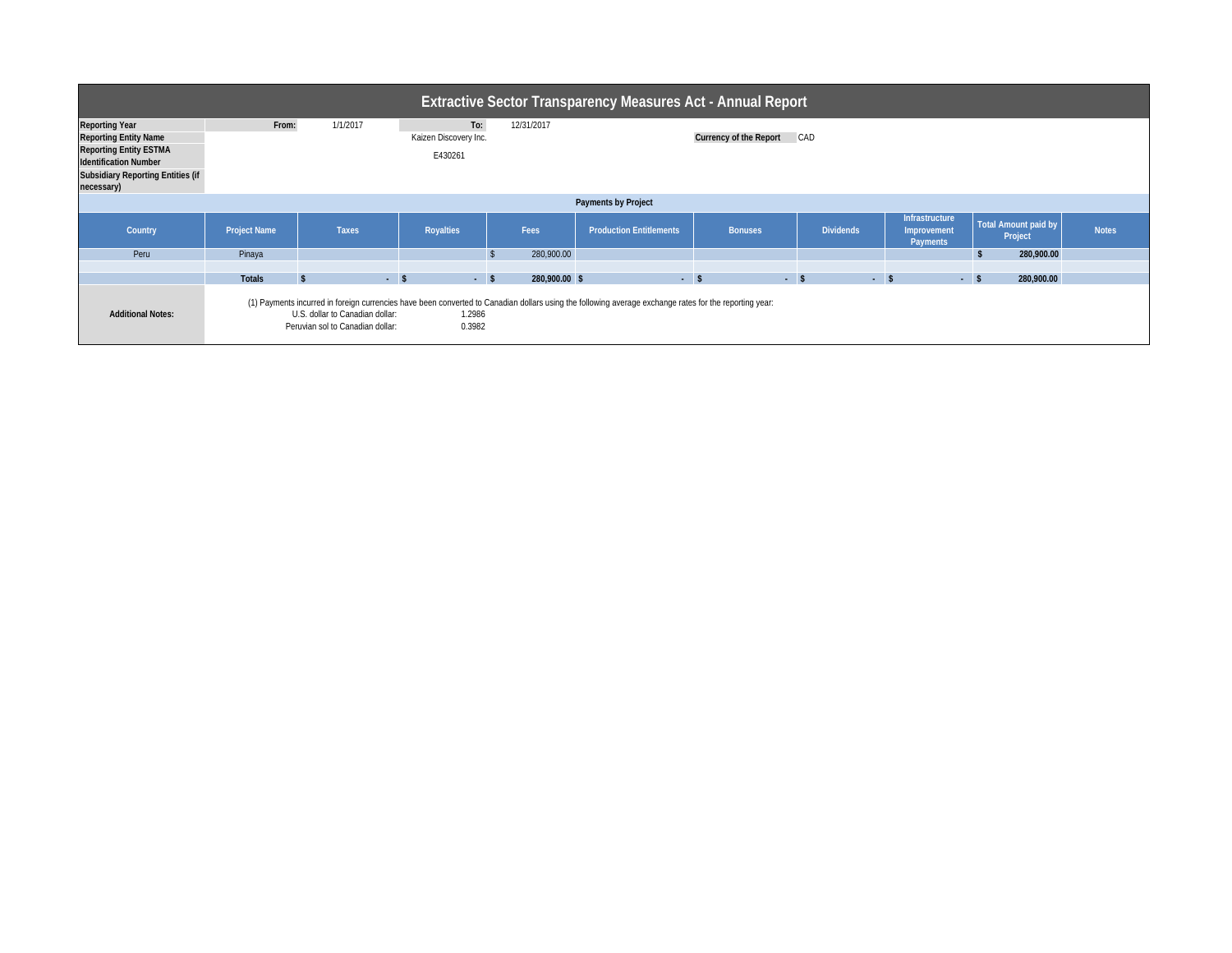# Extractive Sector Transparency Measures Act - Annual Report

| | | | | | |
|---|---|---|---|---|---|
| **Reporting Year** | From: | 1/1/2017 | To: | 12/31/2017 | |
| **Reporting Entity Name** | | Kaizen Discovery Inc. | | **Currency of the Report** | CAD |
| **Reporting Entity ESTMA Identification Number** | | E430261 | | | |
| **Subsidiary Reporting Entities (if necessary)** | | | | | |

**Payments by Project**

| Country | Project Name | Taxes | Royalties | Fees | Production Entitlements | Bonuses | Dividends | Infrastructure Improvement Payments | Total Amount paid by Project | Notes |
|---|---|---|---|---|---|---|---|---|---|---|
| Peru | Pinaya | | | $ 280,900.00 | | | | | $ 280,900.00 | |
| | | | | | | | | | | |
| | **Totals** | $ - | $ - | $ 280,900.00 | $ - | $ - | $ - | $ - | $ 280,900.00 | |

**Additional Notes:**

(1) Payments incurred in foreign currencies have been converted to Canadian dollars using the following average exchange rates for the reporting year:

| | |
|---|---|
| U.S. dollar to Canadian dollar: | 1.2986 |
| Peruvian sol to Canadian dollar: | 0.3982 |